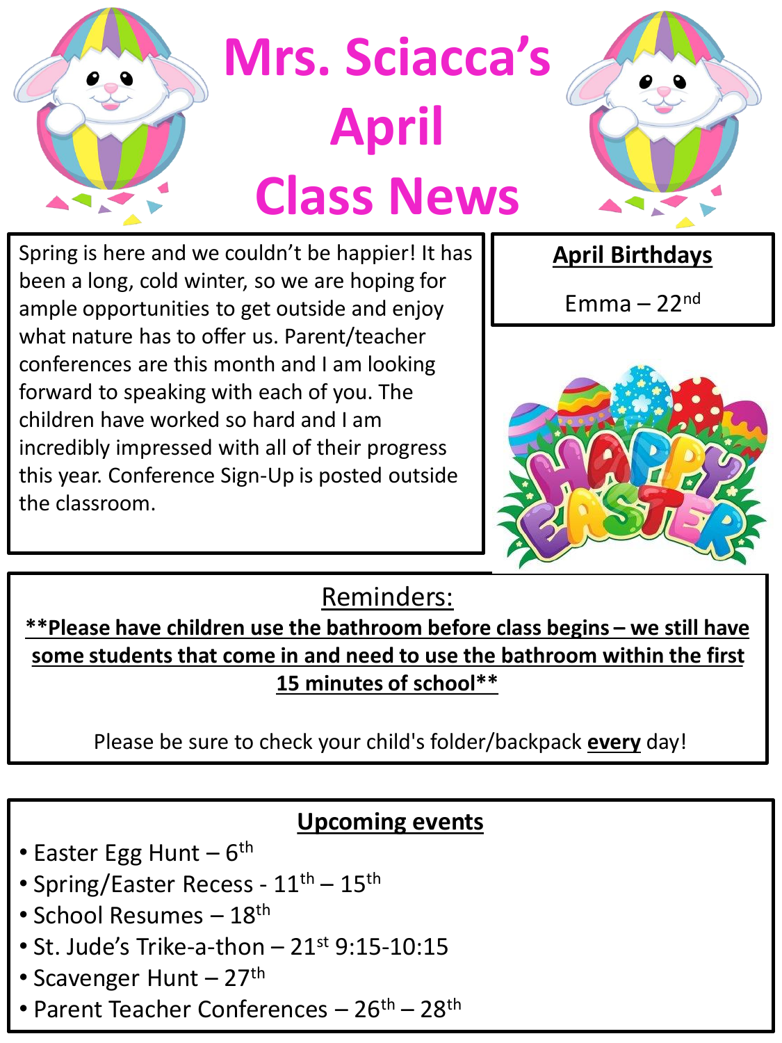# Mrs. Sciacca's April Class News

Spring is here and we couldn't be happier! It has been a long, cold winter, so we are hoping for ample opportunities to get outside and enjoy what nature has to offer us. Parent/teacher conferences are this month and I am looking forward to speaking with each of you. The children have worked so hard and I am incredibly impressed with all of their progress this year. Conference Sign-Up is posted outside the classroom.

## April Birthdays

Emma – 22nd

## Reminders:

**\*\*Please have children use the bathroom before class begins – we still have some students that come in and need to use the bathroom within the first 15 minutes of school\*\***

Please be sure to check your child's folder/backpack **every** day!

## Upcoming events

- Easter Egg Hunt – 6th
- Spring/Easter Recess - 11th – 15th
- School Resumes – 18th
- St. Jude's Trike-a-thon – 21st 9:15-10:15
- Scavenger Hunt – 27th
- Parent Teacher Conferences – 26th – 28th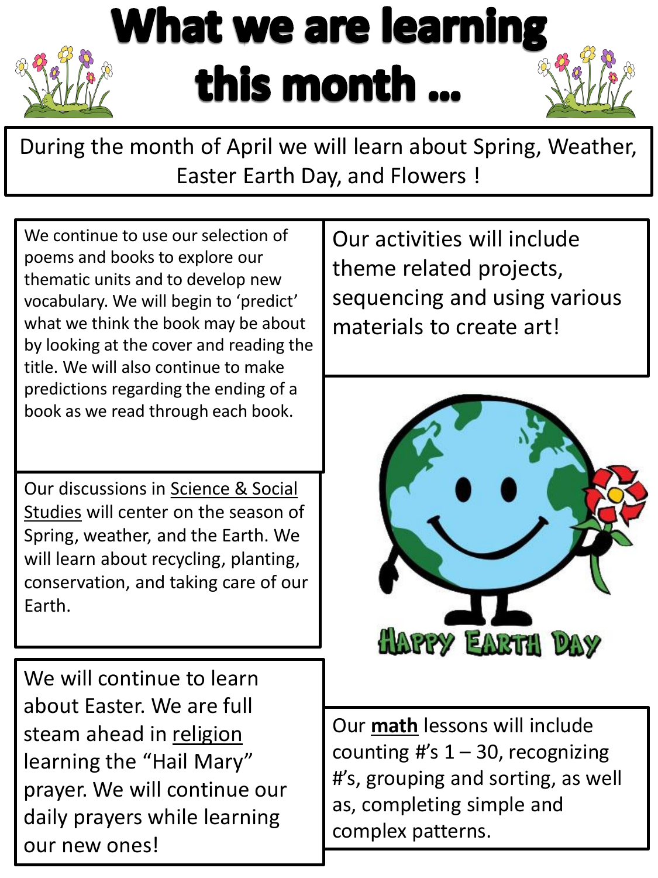# What we are learning this month …

During the month of April we will learn about Spring, Weather, Easter Earth Day, and Flowers !

We continue to use our selection of poems and books to explore our thematic units and to develop new vocabulary. We will begin to 'predict' what we think the book may be about by looking at the cover and reading the title. We will also continue to make predictions regarding the ending of a book as we read through each book.

Our activities will include theme related projects, sequencing and using various materials to create art!

Our discussions in Science & Social Studies will center on the season of Spring, weather, and the Earth. We will learn about recycling, planting, conservation, and taking care of our Earth.

HAPPY EARTH DAY

We will continue to learn about Easter. We are full steam ahead in religion learning the "Hail Mary" prayer. We will continue our daily prayers while learning our new ones!

Our **math** lessons will include counting #'s 1 – 30, recognizing #'s, grouping and sorting, as well as, completing simple and complex patterns.